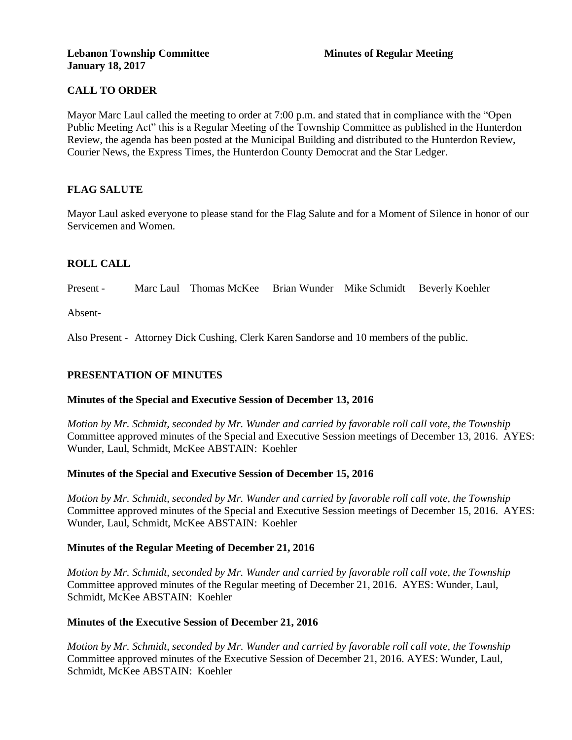**Lebanon Township Committee** **Minutes of Regular Meeting**
**January 18, 2017**

## CALL TO ORDER

Mayor Marc Laul called the meeting to order at 7:00 p.m. and stated that in compliance with the "Open Public Meeting Act" this is a Regular Meeting of the Township Committee as published in the Hunterdon Review, the agenda has been posted at the Municipal Building and distributed to the Hunterdon Review, Courier News, the Express Times, the Hunterdon County Democrat and the Star Ledger.

## FLAG SALUTE

Mayor Laul asked everyone to please stand for the Flag Salute and for a Moment of Silence in honor of our Servicemen and Women.

## ROLL CALL

Present - Marc Laul Thomas McKee Brian Wunder Mike Schmidt Beverly Koehler

Absent-

Also Present - Attorney Dick Cushing, Clerk Karen Sandorse and 10 members of the public.

## PRESENTATION OF MINUTES

### Minutes of the Special and Executive Session of December 13, 2016

*Motion by Mr. Schmidt, seconded by Mr. Wunder and carried by favorable roll call vote, the Township* Committee approved minutes of the Special and Executive Session meetings of December 13, 2016. AYES: Wunder, Laul, Schmidt, McKee ABSTAIN: Koehler

### Minutes of the Special and Executive Session of December 15, 2016

*Motion by Mr. Schmidt, seconded by Mr. Wunder and carried by favorable roll call vote, the Township* Committee approved minutes of the Special and Executive Session meetings of December 15, 2016. AYES: Wunder, Laul, Schmidt, McKee ABSTAIN: Koehler

### Minutes of the Regular Meeting of December 21, 2016

*Motion by Mr. Schmidt, seconded by Mr. Wunder and carried by favorable roll call vote, the Township* Committee approved minutes of the Regular meeting of December 21, 2016. AYES: Wunder, Laul, Schmidt, McKee ABSTAIN: Koehler

### Minutes of the Executive Session of December 21, 2016

*Motion by Mr. Schmidt, seconded by Mr. Wunder and carried by favorable roll call vote, the Township* Committee approved minutes of the Executive Session of December 21, 2016. AYES: Wunder, Laul, Schmidt, McKee ABSTAIN: Koehler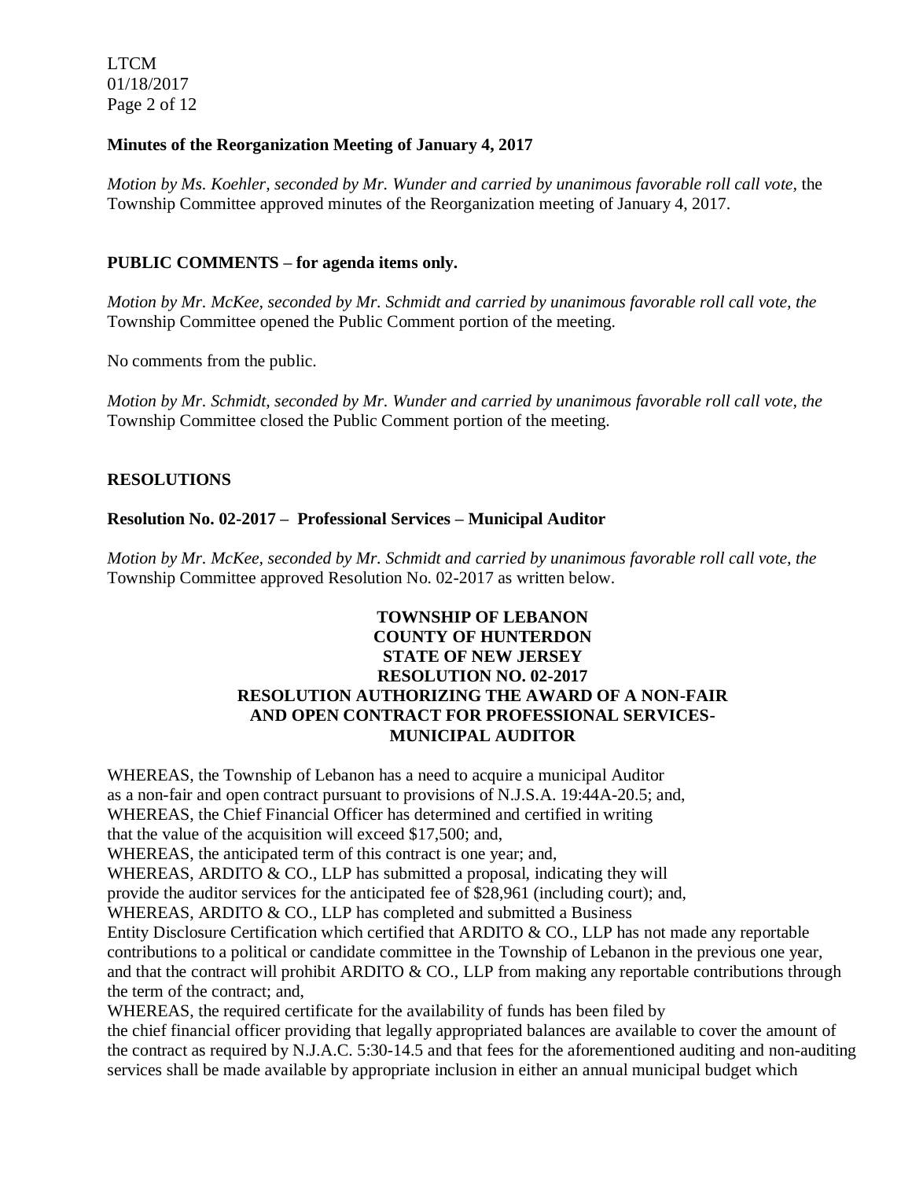**Minutes of the Reorganization Meeting of January 4, 2017**

*Motion by Ms. Koehler, seconded by Mr. Wunder and carried by unanimous favorable roll call vote,* the Township Committee approved minutes of the Reorganization meeting of January 4, 2017.

**PUBLIC COMMENTS – for agenda items only.**

*Motion by Mr. McKee, seconded by Mr. Schmidt and carried by unanimous favorable roll call vote, the* Township Committee opened the Public Comment portion of the meeting.

No comments from the public.

*Motion by Mr. Schmidt, seconded by Mr. Wunder and carried by unanimous favorable roll call vote, the* Township Committee closed the Public Comment portion of the meeting.

**RESOLUTIONS**

**Resolution No. 02-2017 – Professional Services – Municipal Auditor**

*Motion by Mr. McKee, seconded by Mr. Schmidt and carried by unanimous favorable roll call vote, the* Township Committee approved Resolution No. 02-2017 as written below.

**TOWNSHIP OF LEBANON**
**COUNTY OF HUNTERDON**
**STATE OF NEW JERSEY**
**RESOLUTION NO. 02-2017**
**RESOLUTION AUTHORIZING THE AWARD OF A NON-FAIR AND OPEN CONTRACT FOR PROFESSIONAL SERVICES-MUNICIPAL AUDITOR**

WHEREAS, the Township of Lebanon has a need to acquire a municipal Auditor as a non-fair and open contract pursuant to provisions of N.J.S.A. 19:44A-20.5; and,
WHEREAS, the Chief Financial Officer has determined and certified in writing that the value of the acquisition will exceed $17,500; and,
WHEREAS, the anticipated term of this contract is one year; and,
WHEREAS, ARDITO & CO., LLP has submitted a proposal, indicating they will provide the auditor services for the anticipated fee of $28,961 (including court); and,
WHEREAS, ARDITO & CO., LLP has completed and submitted a Business Entity Disclosure Certification which certified that ARDITO & CO., LLP has not made any reportable contributions to a political or candidate committee in the Township of Lebanon in the previous one year, and that the contract will prohibit ARDITO & CO., LLP from making any reportable contributions through the term of the contract; and,
WHEREAS, the required certificate for the availability of funds has been filed by the chief financial officer providing that legally appropriated balances are available to cover the amount of the contract as required by N.J.A.C. 5:30-14.5 and that fees for the aforementioned auditing and non-auditing services shall be made available by appropriate inclusion in either an annual municipal budget which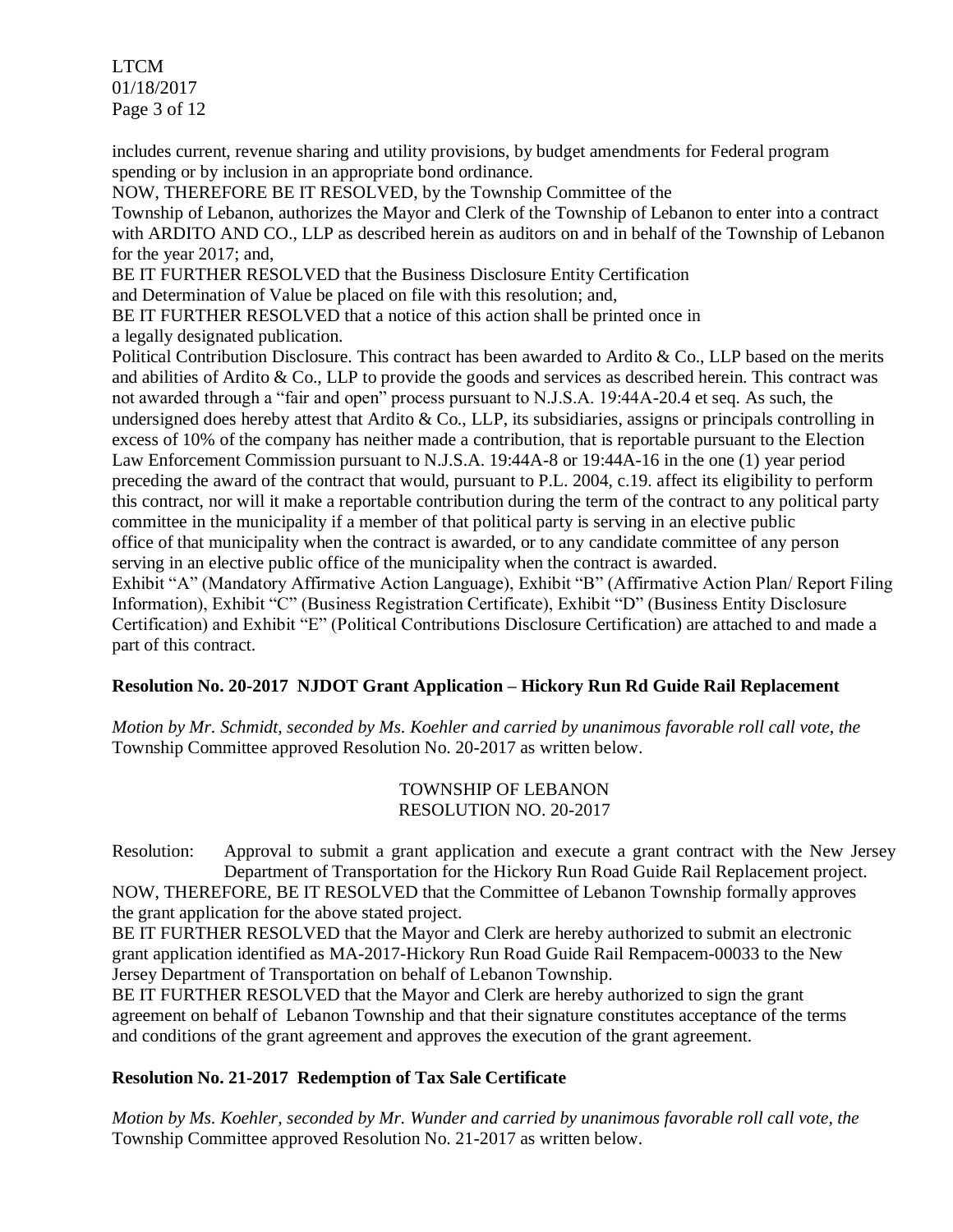includes current, revenue sharing and utility provisions, by budget amendments for Federal program spending or by inclusion in an appropriate bond ordinance.

NOW, THEREFORE BE IT RESOLVED, by the Township Committee of the Township of Lebanon, authorizes the Mayor and Clerk of the Township of Lebanon to enter into a contract with ARDITO AND CO., LLP as described herein as auditors on and in behalf of the Township of Lebanon for the year 2017; and,

BE IT FURTHER RESOLVED that the Business Disclosure Entity Certification and Determination of Value be placed on file with this resolution; and,

BE IT FURTHER RESOLVED that a notice of this action shall be printed once in a legally designated publication.

Political Contribution Disclosure. This contract has been awarded to Ardito & Co., LLP based on the merits and abilities of Ardito & Co., LLP to provide the goods and services as described herein. This contract was not awarded through a "fair and open" process pursuant to N.J.S.A. 19:44A-20.4 et seq. As such, the undersigned does hereby attest that Ardito & Co., LLP, its subsidiaries, assigns or principals controlling in excess of 10% of the company has neither made a contribution, that is reportable pursuant to the Election Law Enforcement Commission pursuant to N.J.S.A. 19:44A-8 or 19:44A-16 in the one (1) year period preceding the award of the contract that would, pursuant to P.L. 2004, c.19. affect its eligibility to perform this contract, nor will it make a reportable contribution during the term of the contract to any political party committee in the municipality if a member of that political party is serving in an elective public office of that municipality when the contract is awarded, or to any candidate committee of any person serving in an elective public office of the municipality when the contract is awarded.

Exhibit "A" (Mandatory Affirmative Action Language), Exhibit "B" (Affirmative Action Plan/ Report Filing Information), Exhibit "C" (Business Registration Certificate), Exhibit "D" (Business Entity Disclosure Certification) and Exhibit "E" (Political Contributions Disclosure Certification) are attached to and made a part of this contract.

**Resolution No. 20-2017 NJDOT Grant Application – Hickory Run Rd Guide Rail Replacement**

*Motion by Mr. Schmidt, seconded by Ms. Koehler and carried by unanimous favorable roll call vote, the* Township Committee approved Resolution No. 20-2017 as written below.

TOWNSHIP OF LEBANON
RESOLUTION NO. 20-2017

Resolution: Approval to submit a grant application and execute a grant contract with the New Jersey Department of Transportation for the Hickory Run Road Guide Rail Replacement project.

NOW, THEREFORE, BE IT RESOLVED that the Committee of Lebanon Township formally approves the grant application for the above stated project.

BE IT FURTHER RESOLVED that the Mayor and Clerk are hereby authorized to submit an electronic grant application identified as MA-2017-Hickory Run Road Guide Rail Rempacem-00033 to the New Jersey Department of Transportation on behalf of Lebanon Township.

BE IT FURTHER RESOLVED that the Mayor and Clerk are hereby authorized to sign the grant agreement on behalf of Lebanon Township and that their signature constitutes acceptance of the terms and conditions of the grant agreement and approves the execution of the grant agreement.

**Resolution No. 21-2017 Redemption of Tax Sale Certificate**

*Motion by Ms. Koehler, seconded by Mr. Wunder and carried by unanimous favorable roll call vote, the* Township Committee approved Resolution No. 21-2017 as written below.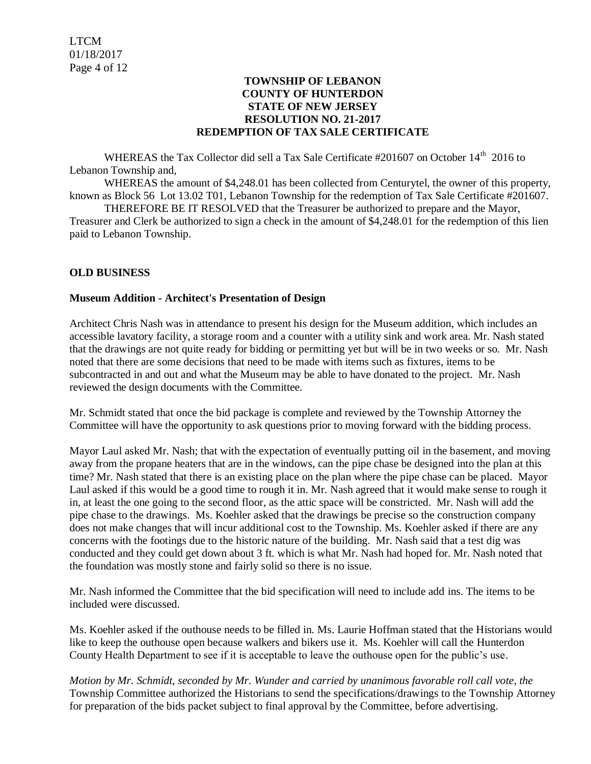**TOWNSHIP OF LEBANON**
**COUNTY OF HUNTERDON**
**STATE OF NEW JERSEY**
**RESOLUTION NO. 21-2017**
**REDEMPTION OF TAX SALE CERTIFICATE**

WHEREAS the Tax Collector did sell a Tax Sale Certificate #201607 on October 14th 2016 to Lebanon Township and,

WHEREAS the amount of $4,248.01 has been collected from Centurytel, the owner of this property, known as Block 56 Lot 13.02 T01, Lebanon Township for the redemption of Tax Sale Certificate #201607.

THEREFORE BE IT RESOLVED that the Treasurer be authorized to prepare and the Mayor, Treasurer and Clerk be authorized to sign a check in the amount of $4,248.01 for the redemption of this lien paid to Lebanon Township.

**OLD BUSINESS**

**Museum Addition - Architect's Presentation of Design**

Architect Chris Nash was in attendance to present his design for the Museum addition, which includes an accessible lavatory facility, a storage room and a counter with a utility sink and work area. Mr. Nash stated that the drawings are not quite ready for bidding or permitting yet but will be in two weeks or so. Mr. Nash noted that there are some decisions that need to be made with items such as fixtures, items to be subcontracted in and out and what the Museum may be able to have donated to the project. Mr. Nash reviewed the design documents with the Committee.

Mr. Schmidt stated that once the bid package is complete and reviewed by the Township Attorney the Committee will have the opportunity to ask questions prior to moving forward with the bidding process.

Mayor Laul asked Mr. Nash; that with the expectation of eventually putting oil in the basement, and moving away from the propane heaters that are in the windows, can the pipe chase be designed into the plan at this time? Mr. Nash stated that there is an existing place on the plan where the pipe chase can be placed. Mayor Laul asked if this would be a good time to rough it in. Mr. Nash agreed that it would make sense to rough it in, at least the one going to the second floor, as the attic space will be constricted. Mr. Nash will add the pipe chase to the drawings. Ms. Koehler asked that the drawings be precise so the construction company does not make changes that will incur additional cost to the Township. Ms. Koehler asked if there are any concerns with the footings due to the historic nature of the building. Mr. Nash said that a test dig was conducted and they could get down about 3 ft. which is what Mr. Nash had hoped for. Mr. Nash noted that the foundation was mostly stone and fairly solid so there is no issue.

Mr. Nash informed the Committee that the bid specification will need to include add ins. The items to be included were discussed.

Ms. Koehler asked if the outhouse needs to be filled in. Ms. Laurie Hoffman stated that the Historians would like to keep the outhouse open because walkers and bikers use it. Ms. Koehler will call the Hunterdon County Health Department to see if it is acceptable to leave the outhouse open for the public's use.

*Motion by Mr. Schmidt, seconded by Mr. Wunder and carried by unanimous favorable roll call vote, the* Township Committee authorized the Historians to send the specifications/drawings to the Township Attorney for preparation of the bids packet subject to final approval by the Committee, before advertising.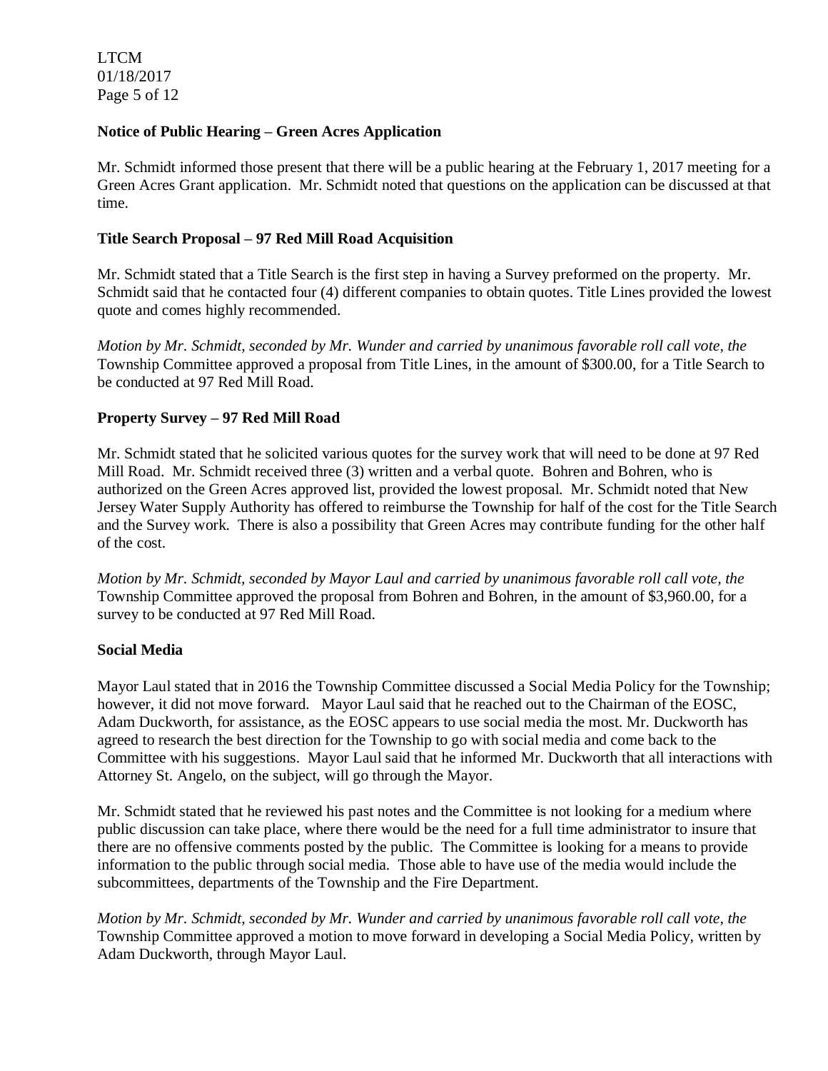**Notice of Public Hearing – Green Acres Application**

Mr. Schmidt informed those present that there will be a public hearing at the February 1, 2017 meeting for a Green Acres Grant application. Mr. Schmidt noted that questions on the application can be discussed at that time.

**Title Search Proposal – 97 Red Mill Road Acquisition**

Mr. Schmidt stated that a Title Search is the first step in having a Survey preformed on the property. Mr. Schmidt said that he contacted four (4) different companies to obtain quotes. Title Lines provided the lowest quote and comes highly recommended.

*Motion by Mr. Schmidt, seconded by Mr. Wunder and carried by unanimous favorable roll call vote, the* Township Committee approved a proposal from Title Lines, in the amount of $300.00, for a Title Search to be conducted at 97 Red Mill Road.

**Property Survey – 97 Red Mill Road**

Mr. Schmidt stated that he solicited various quotes for the survey work that will need to be done at 97 Red Mill Road. Mr. Schmidt received three (3) written and a verbal quote. Bohren and Bohren, who is authorized on the Green Acres approved list, provided the lowest proposal. Mr. Schmidt noted that New Jersey Water Supply Authority has offered to reimburse the Township for half of the cost for the Title Search and the Survey work. There is also a possibility that Green Acres may contribute funding for the other half of the cost.

*Motion by Mr. Schmidt, seconded by Mayor Laul and carried by unanimous favorable roll call vote, the* Township Committee approved the proposal from Bohren and Bohren, in the amount of $3,960.00, for a survey to be conducted at 97 Red Mill Road.

**Social Media**

Mayor Laul stated that in 2016 the Township Committee discussed a Social Media Policy for the Township; however, it did not move forward. Mayor Laul said that he reached out to the Chairman of the EOSC, Adam Duckworth, for assistance, as the EOSC appears to use social media the most. Mr. Duckworth has agreed to research the best direction for the Township to go with social media and come back to the Committee with his suggestions. Mayor Laul said that he informed Mr. Duckworth that all interactions with Attorney St. Angelo, on the subject, will go through the Mayor.

Mr. Schmidt stated that he reviewed his past notes and the Committee is not looking for a medium where public discussion can take place, where there would be the need for a full time administrator to insure that there are no offensive comments posted by the public. The Committee is looking for a means to provide information to the public through social media. Those able to have use of the media would include the subcommittees, departments of the Township and the Fire Department.

*Motion by Mr. Schmidt, seconded by Mr. Wunder and carried by unanimous favorable roll call vote, the* Township Committee approved a motion to move forward in developing a Social Media Policy, written by Adam Duckworth, through Mayor Laul.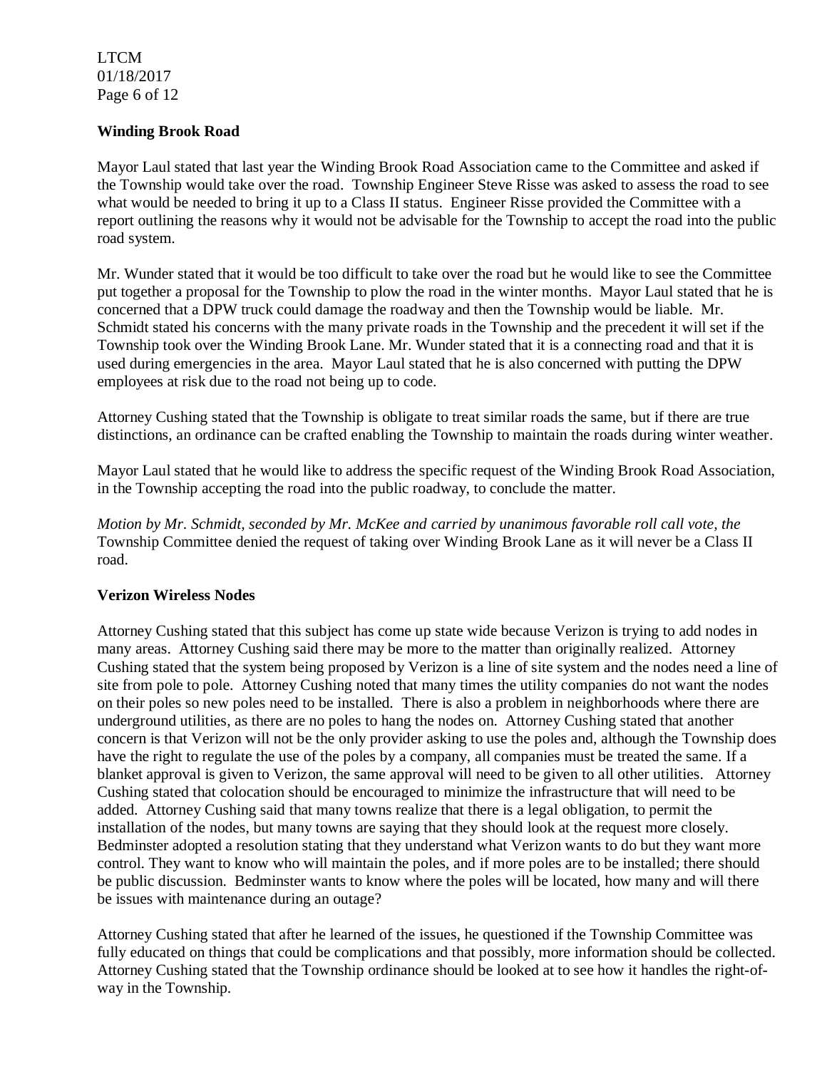## Winding Brook Road

Mayor Laul stated that last year the Winding Brook Road Association came to the Committee and asked if the Township would take over the road. Township Engineer Steve Risse was asked to assess the road to see what would be needed to bring it up to a Class II status. Engineer Risse provided the Committee with a report outlining the reasons why it would not be advisable for the Township to accept the road into the public road system.

Mr. Wunder stated that it would be too difficult to take over the road but he would like to see the Committee put together a proposal for the Township to plow the road in the winter months. Mayor Laul stated that he is concerned that a DPW truck could damage the roadway and then the Township would be liable. Mr. Schmidt stated his concerns with the many private roads in the Township and the precedent it will set if the Township took over the Winding Brook Lane. Mr. Wunder stated that it is a connecting road and that it is used during emergencies in the area. Mayor Laul stated that he is also concerned with putting the DPW employees at risk due to the road not being up to code.

Attorney Cushing stated that the Township is obligate to treat similar roads the same, but if there are true distinctions, an ordinance can be crafted enabling the Township to maintain the roads during winter weather.

Mayor Laul stated that he would like to address the specific request of the Winding Brook Road Association, in the Township accepting the road into the public roadway, to conclude the matter.

*Motion by Mr. Schmidt, seconded by Mr. McKee and carried by unanimous favorable roll call vote, the* Township Committee denied the request of taking over Winding Brook Lane as it will never be a Class II road.

## Verizon Wireless Nodes

Attorney Cushing stated that this subject has come up state wide because Verizon is trying to add nodes in many areas. Attorney Cushing said there may be more to the matter than originally realized. Attorney Cushing stated that the system being proposed by Verizon is a line of site system and the nodes need a line of site from pole to pole. Attorney Cushing noted that many times the utility companies do not want the nodes on their poles so new poles need to be installed. There is also a problem in neighborhoods where there are underground utilities, as there are no poles to hang the nodes on. Attorney Cushing stated that another concern is that Verizon will not be the only provider asking to use the poles and, although the Township does have the right to regulate the use of the poles by a company, all companies must be treated the same. If a blanket approval is given to Verizon, the same approval will need to be given to all other utilities. Attorney Cushing stated that colocation should be encouraged to minimize the infrastructure that will need to be added. Attorney Cushing said that many towns realize that there is a legal obligation, to permit the installation of the nodes, but many towns are saying that they should look at the request more closely. Bedminster adopted a resolution stating that they understand what Verizon wants to do but they want more control. They want to know who will maintain the poles, and if more poles are to be installed; there should be public discussion. Bedminster wants to know where the poles will be located, how many and will there be issues with maintenance during an outage?

Attorney Cushing stated that after he learned of the issues, he questioned if the Township Committee was fully educated on things that could be complications and that possibly, more information should be collected. Attorney Cushing stated that the Township ordinance should be looked at to see how it handles the right-of-way in the Township.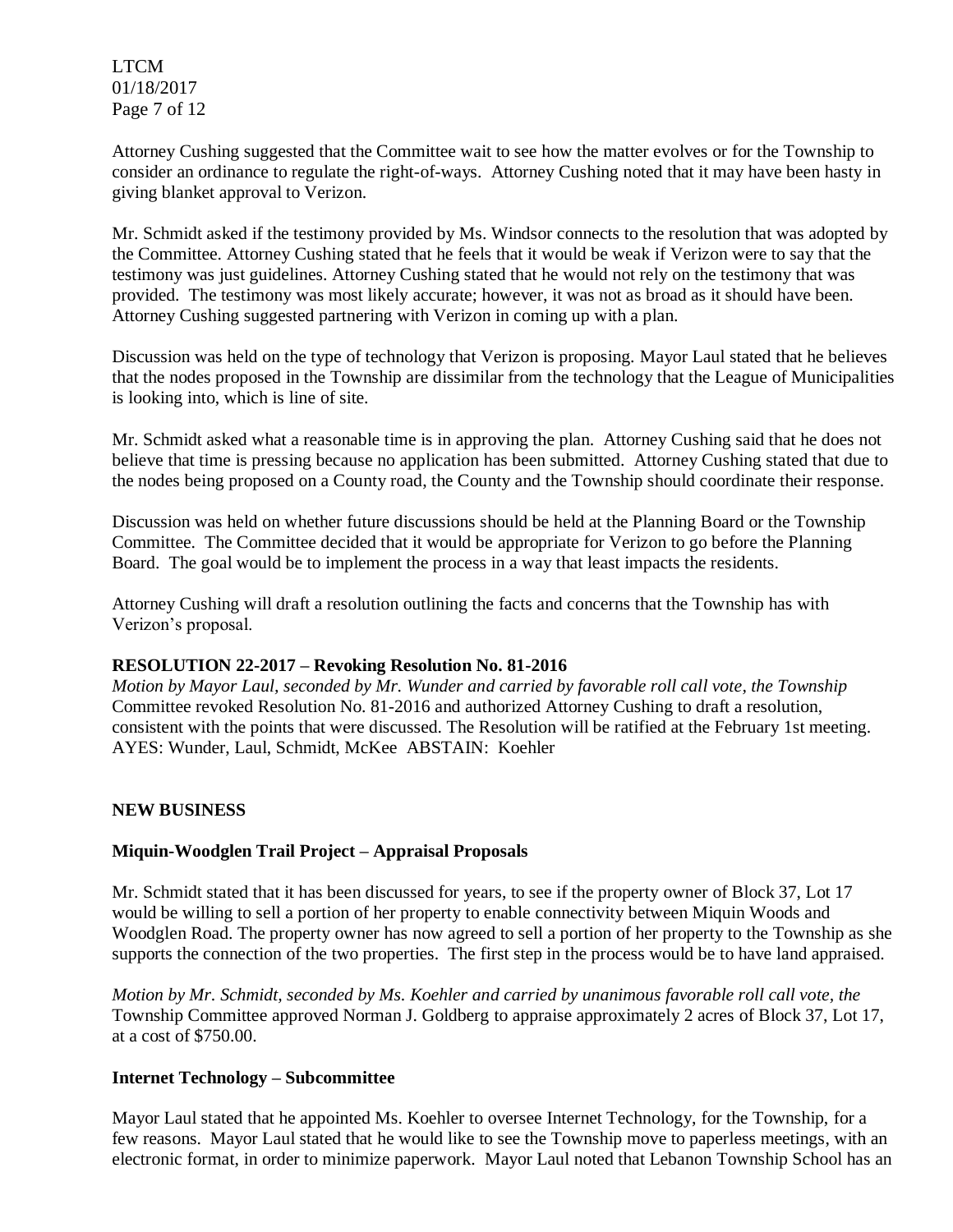Attorney Cushing suggested that the Committee wait to see how the matter evolves or for the Township to consider an ordinance to regulate the right-of-ways. Attorney Cushing noted that it may have been hasty in giving blanket approval to Verizon.

Mr. Schmidt asked if the testimony provided by Ms. Windsor connects to the resolution that was adopted by the Committee. Attorney Cushing stated that he feels that it would be weak if Verizon were to say that the testimony was just guidelines. Attorney Cushing stated that he would not rely on the testimony that was provided. The testimony was most likely accurate; however, it was not as broad as it should have been. Attorney Cushing suggested partnering with Verizon in coming up with a plan.

Discussion was held on the type of technology that Verizon is proposing. Mayor Laul stated that he believes that the nodes proposed in the Township are dissimilar from the technology that the League of Municipalities is looking into, which is line of site.

Mr. Schmidt asked what a reasonable time is in approving the plan. Attorney Cushing said that he does not believe that time is pressing because no application has been submitted. Attorney Cushing stated that due to the nodes being proposed on a County road, the County and the Township should coordinate their response.

Discussion was held on whether future discussions should be held at the Planning Board or the Township Committee. The Committee decided that it would be appropriate for Verizon to go before the Planning Board. The goal would be to implement the process in a way that least impacts the residents.

Attorney Cushing will draft a resolution outlining the facts and concerns that the Township has with Verizon's proposal.

**RESOLUTION 22-2017 – Revoking Resolution No. 81-2016**

*Motion by Mayor Laul, seconded by Mr. Wunder and carried by favorable roll call vote, the Township* Committee revoked Resolution No. 81-2016 and authorized Attorney Cushing to draft a resolution, consistent with the points that were discussed. The Resolution will be ratified at the February 1st meeting.
AYES: Wunder, Laul, Schmidt, McKee ABSTAIN: Koehler

**NEW BUSINESS**

**Miquin-Woodglen Trail Project – Appraisal Proposals**

Mr. Schmidt stated that it has been discussed for years, to see if the property owner of Block 37, Lot 17 would be willing to sell a portion of her property to enable connectivity between Miquin Woods and Woodglen Road. The property owner has now agreed to sell a portion of her property to the Township as she supports the connection of the two properties. The first step in the process would be to have land appraised.

*Motion by Mr. Schmidt, seconded by Ms. Koehler and carried by unanimous favorable roll call vote, the* Township Committee approved Norman J. Goldberg to appraise approximately 2 acres of Block 37, Lot 17, at a cost of $750.00.

**Internet Technology – Subcommittee**

Mayor Laul stated that he appointed Ms. Koehler to oversee Internet Technology, for the Township, for a few reasons. Mayor Laul stated that he would like to see the Township move to paperless meetings, with an electronic format, in order to minimize paperwork. Mayor Laul noted that Lebanon Township School has an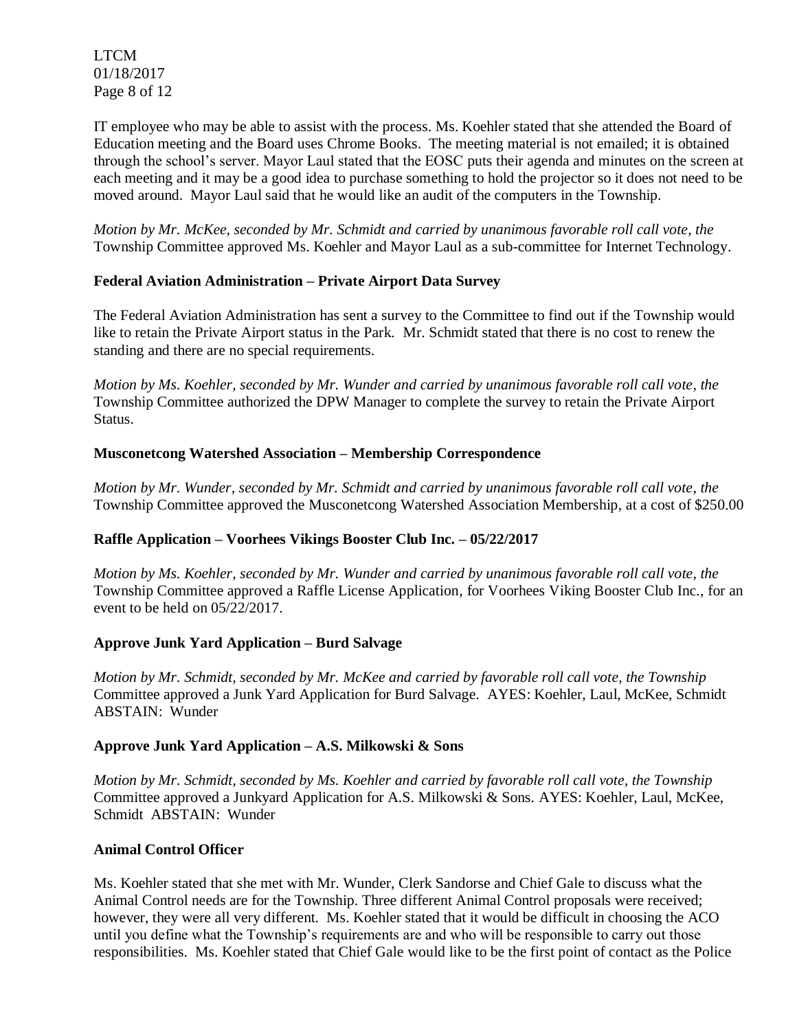IT employee who may be able to assist with the process. Ms. Koehler stated that she attended the Board of Education meeting and the Board uses Chrome Books. The meeting material is not emailed; it is obtained through the school's server. Mayor Laul stated that the EOSC puts their agenda and minutes on the screen at each meeting and it may be a good idea to purchase something to hold the projector so it does not need to be moved around. Mayor Laul said that he would like an audit of the computers in the Township.

*Motion by Mr. McKee, seconded by Mr. Schmidt and carried by unanimous favorable roll call vote, the* Township Committee approved Ms. Koehler and Mayor Laul as a sub-committee for Internet Technology.

**Federal Aviation Administration – Private Airport Data Survey**

The Federal Aviation Administration has sent a survey to the Committee to find out if the Township would like to retain the Private Airport status in the Park. Mr. Schmidt stated that there is no cost to renew the standing and there are no special requirements.

*Motion by Ms. Koehler, seconded by Mr. Wunder and carried by unanimous favorable roll call vote, the* Township Committee authorized the DPW Manager to complete the survey to retain the Private Airport Status.

**Musconetcong Watershed Association – Membership Correspondence**

*Motion by Mr. Wunder, seconded by Mr. Schmidt and carried by unanimous favorable roll call vote, the* Township Committee approved the Musconetcong Watershed Association Membership, at a cost of $250.00

**Raffle Application – Voorhees Vikings Booster Club Inc. – 05/22/2017**

*Motion by Ms. Koehler, seconded by Mr. Wunder and carried by unanimous favorable roll call vote, the* Township Committee approved a Raffle License Application, for Voorhees Viking Booster Club Inc., for an event to be held on 05/22/2017.

**Approve Junk Yard Application – Burd Salvage**

*Motion by Mr. Schmidt, seconded by Mr. McKee and carried by favorable roll call vote, the Township* Committee approved a Junk Yard Application for Burd Salvage. AYES: Koehler, Laul, McKee, Schmidt ABSTAIN: Wunder

**Approve Junk Yard Application – A.S. Milkowski & Sons**

*Motion by Mr. Schmidt, seconded by Ms. Koehler and carried by favorable roll call vote, the Township* Committee approved a Junkyard Application for A.S. Milkowski & Sons. AYES: Koehler, Laul, McKee, Schmidt ABSTAIN: Wunder

**Animal Control Officer**

Ms. Koehler stated that she met with Mr. Wunder, Clerk Sandorse and Chief Gale to discuss what the Animal Control needs are for the Township. Three different Animal Control proposals were received; however, they were all very different. Ms. Koehler stated that it would be difficult in choosing the ACO until you define what the Township's requirements are and who will be responsible to carry out those responsibilities. Ms. Koehler stated that Chief Gale would like to be the first point of contact as the Police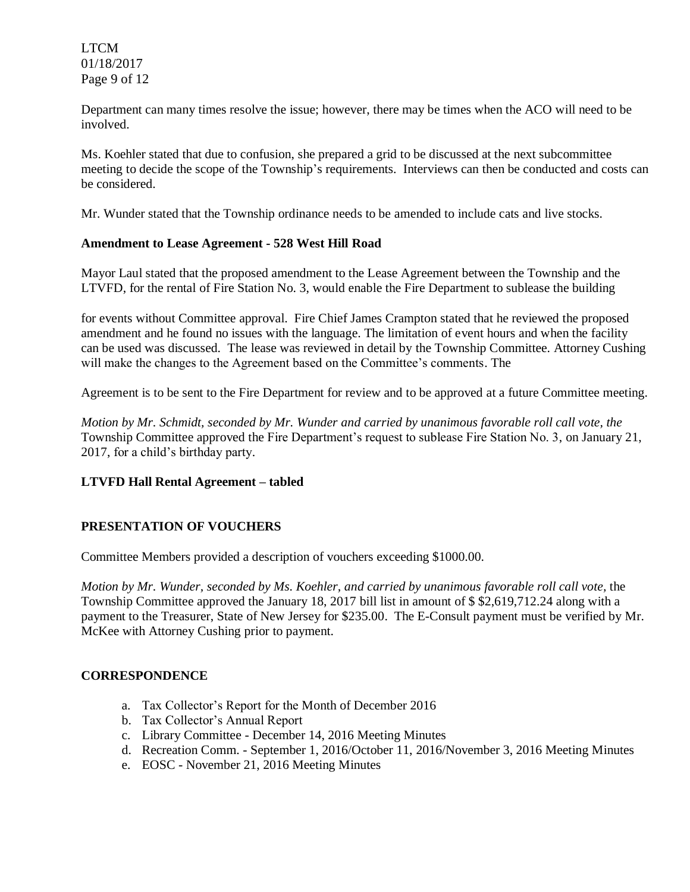Department can many times resolve the issue; however, there may be times when the ACO will need to be involved.

Ms. Koehler stated that due to confusion, she prepared a grid to be discussed at the next subcommittee meeting to decide the scope of the Township's requirements. Interviews can then be conducted and costs can be considered.

Mr. Wunder stated that the Township ordinance needs to be amended to include cats and live stocks.

**Amendment to Lease Agreement - 528 West Hill Road**

Mayor Laul stated that the proposed amendment to the Lease Agreement between the Township and the LTVFD, for the rental of Fire Station No. 3, would enable the Fire Department to sublease the building

for events without Committee approval. Fire Chief James Crampton stated that he reviewed the proposed amendment and he found no issues with the language. The limitation of event hours and when the facility can be used was discussed. The lease was reviewed in detail by the Township Committee. Attorney Cushing will make the changes to the Agreement based on the Committee's comments. The

Agreement is to be sent to the Fire Department for review and to be approved at a future Committee meeting.

*Motion by Mr. Schmidt, seconded by Mr. Wunder and carried by unanimous favorable roll call vote, the* Township Committee approved the Fire Department's request to sublease Fire Station No. 3, on January 21, 2017, for a child's birthday party.

**LTVFD Hall Rental Agreement – tabled**

**PRESENTATION OF VOUCHERS**

Committee Members provided a description of vouchers exceeding $1000.00.

*Motion by Mr. Wunder, seconded by Ms. Koehler, and carried by unanimous favorable roll call vote,* the Township Committee approved the January 18, 2017 bill list in amount of $ $2,619,712.24 along with a payment to the Treasurer, State of New Jersey for $235.00. The E-Consult payment must be verified by Mr. McKee with Attorney Cushing prior to payment.

**CORRESPONDENCE**

a. Tax Collector's Report for the Month of December 2016
b. Tax Collector's Annual Report
c. Library Committee - December 14, 2016 Meeting Minutes
d. Recreation Comm. - September 1, 2016/October 11, 2016/November 3, 2016 Meeting Minutes
e. EOSC - November 21, 2016 Meeting Minutes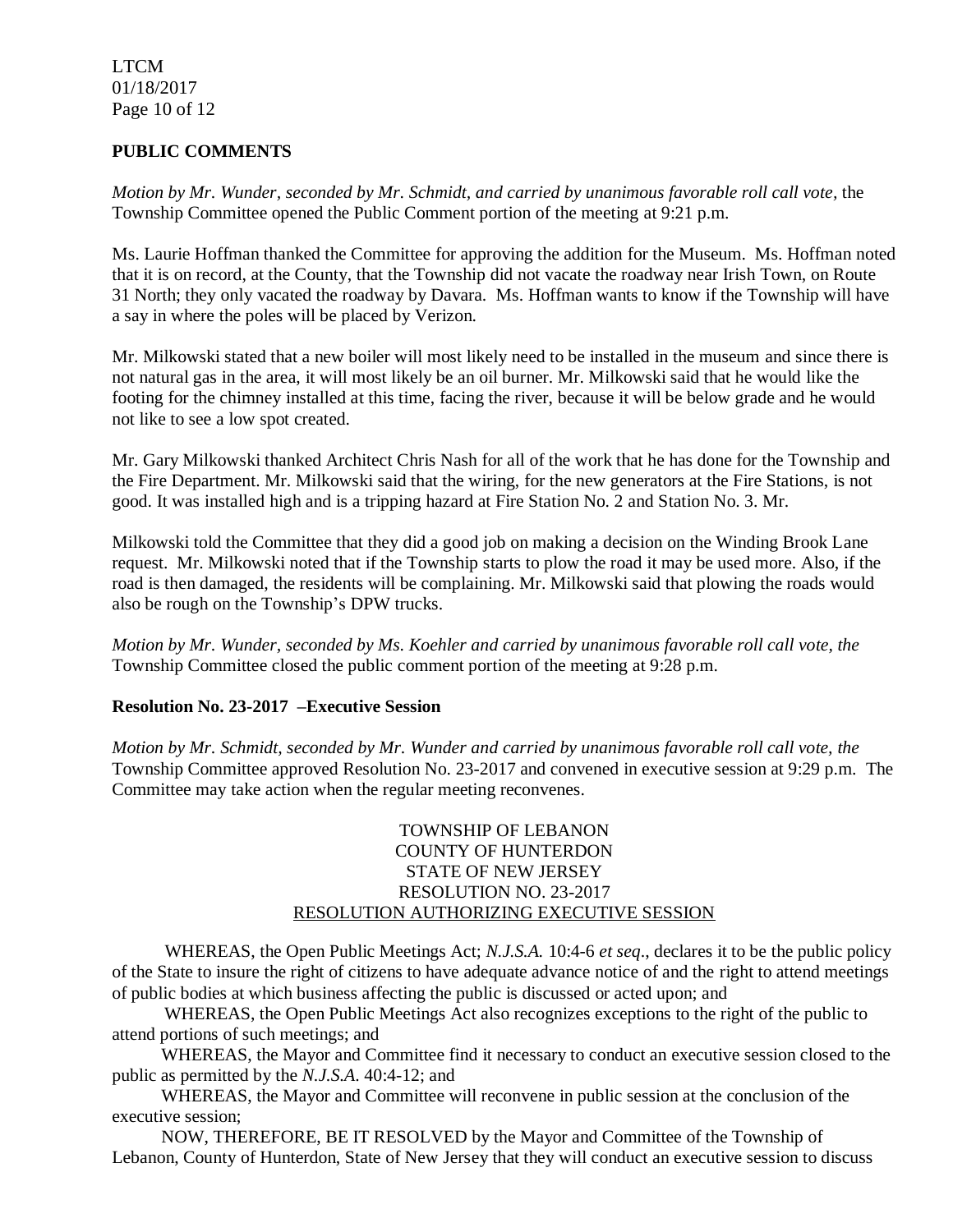**PUBLIC COMMENTS**

*Motion by Mr. Wunder, seconded by Mr. Schmidt, and carried by unanimous favorable roll call vote,* the Township Committee opened the Public Comment portion of the meeting at 9:21 p.m.

Ms. Laurie Hoffman thanked the Committee for approving the addition for the Museum. Ms. Hoffman noted that it is on record, at the County, that the Township did not vacate the roadway near Irish Town, on Route 31 North; they only vacated the roadway by Davara. Ms. Hoffman wants to know if the Township will have a say in where the poles will be placed by Verizon.

Mr. Milkowski stated that a new boiler will most likely need to be installed in the museum and since there is not natural gas in the area, it will most likely be an oil burner. Mr. Milkowski said that he would like the footing for the chimney installed at this time, facing the river, because it will be below grade and he would not like to see a low spot created.

Mr. Gary Milkowski thanked Architect Chris Nash for all of the work that he has done for the Township and the Fire Department. Mr. Milkowski said that the wiring, for the new generators at the Fire Stations, is not good. It was installed high and is a tripping hazard at Fire Station No. 2 and Station No. 3. Mr.

Milkowski told the Committee that they did a good job on making a decision on the Winding Brook Lane request. Mr. Milkowski noted that if the Township starts to plow the road it may be used more. Also, if the road is then damaged, the residents will be complaining. Mr. Milkowski said that plowing the roads would also be rough on the Township's DPW trucks.

*Motion by Mr. Wunder, seconded by Ms. Koehler and carried by unanimous favorable roll call vote, the* Township Committee closed the public comment portion of the meeting at 9:28 p.m.

**Resolution No. 23-2017 –Executive Session**

*Motion by Mr. Schmidt, seconded by Mr. Wunder and carried by unanimous favorable roll call vote, the* Township Committee approved Resolution No. 23-2017 and convened in executive session at 9:29 p.m. The Committee may take action when the regular meeting reconvenes.

TOWNSHIP OF LEBANON
COUNTY OF HUNTERDON
STATE OF NEW JERSEY
RESOLUTION NO. 23-2017
RESOLUTION AUTHORIZING EXECUTIVE SESSION

WHEREAS, the Open Public Meetings Act; *N.J.S.A.* 10:4-6 *et seq*., declares it to be the public policy of the State to insure the right of citizens to have adequate advance notice of and the right to attend meetings of public bodies at which business affecting the public is discussed or acted upon; and

WHEREAS, the Open Public Meetings Act also recognizes exceptions to the right of the public to attend portions of such meetings; and

WHEREAS, the Mayor and Committee find it necessary to conduct an executive session closed to the public as permitted by the *N.J.S.A*. 40:4-12; and

WHEREAS, the Mayor and Committee will reconvene in public session at the conclusion of the executive session;

NOW, THEREFORE, BE IT RESOLVED by the Mayor and Committee of the Township of Lebanon, County of Hunterdon, State of New Jersey that they will conduct an executive session to discuss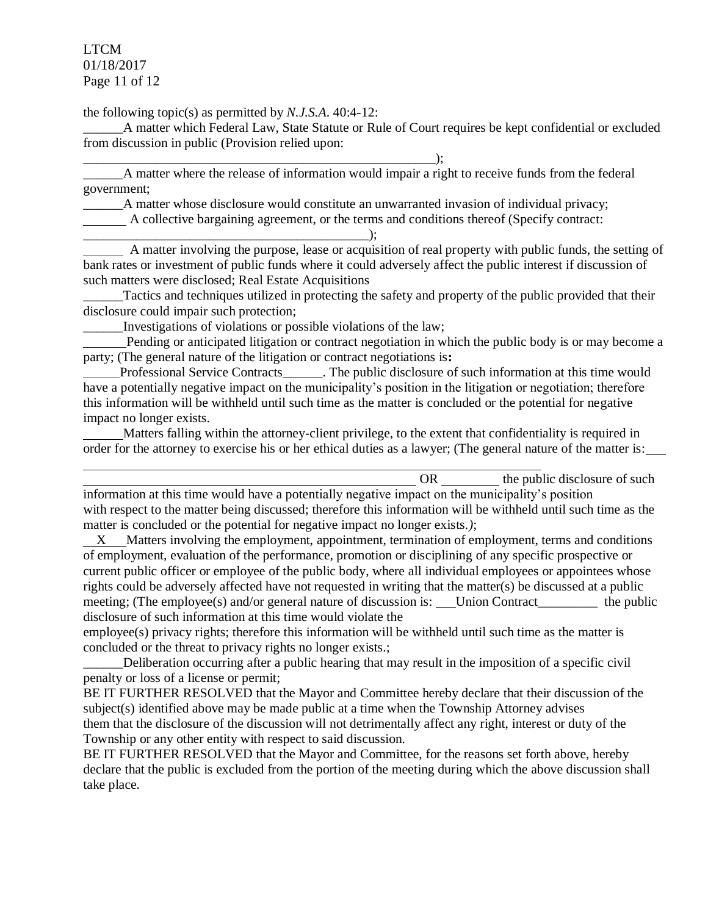the following topic(s) as permitted by *N.J.S.A.* 40:4-12:

______A matter which Federal Law, State Statute or Rule of Court requires be kept confidential or excluded from discussion in public (Provision relied upon:
_______________________________________________________);

______A matter where the release of information would impair a right to receive funds from the federal government;

______A matter whose disclosure would constitute an unwarranted invasion of individual privacy;

______ A collective bargaining agreement, or the terms and conditions thereof (Specify contract:
____________________________________________);

______ A matter involving the purpose, lease or acquisition of real property with public funds, the setting of bank rates or investment of public funds where it could adversely affect the public interest if discussion of such matters were disclosed; Real Estate Acquisitions

______Tactics and techniques utilized in protecting the safety and property of the public provided that their disclosure could impair such protection;

______Investigations of violations or possible violations of the law;

______Pending or anticipated litigation or contract negotiation in which the public body is or may become a party; (The general nature of the litigation or contract negotiations is**:**
______Professional Service Contracts______. The public disclosure of such information at this time would have a potentially negative impact on the municipality's position in the litigation or negotiation; therefore this information will be withheld until such time as the matter is concluded or the potential for negative impact no longer exists.

______Matters falling within the attorney-client privilege, to the extent that confidentiality is required in order for the attorney to exercise his or her ethical duties as a lawyer; (The general nature of the matter is:___
_____________________________________________________ OR ________ the public disclosure of such information at this time would have a potentially negative impact on the municipality's position with respect to the matter being discussed; therefore this information will be withheld until such time as the matter is concluded or the potential for negative impact no longer exists.*)*;

__X___Matters involving the employment, appointment, termination of employment, terms and conditions of employment, evaluation of the performance, promotion or disciplining of any specific prospective or current public officer or employee of the public body, where all individual employees or appointees whose rights could be adversely affected have not requested in writing that the matter(s) be discussed at a public meeting; (The employee(s) and/or general nature of discussion is: ___Union Contract_________ the public disclosure of such information at this time would violate the employee(s) privacy rights; therefore this information will be withheld until such time as the matter is concluded or the threat to privacy rights no longer exists.;

______Deliberation occurring after a public hearing that may result in the imposition of a specific civil penalty or loss of a license or permit;

BE IT FURTHER RESOLVED that the Mayor and Committee hereby declare that their discussion of the subject(s) identified above may be made public at a time when the Township Attorney advises them that the disclosure of the discussion will not detrimentally affect any right, interest or duty of the Township or any other entity with respect to said discussion.

BE IT FURTHER RESOLVED that the Mayor and Committee, for the reasons set forth above, hereby declare that the public is excluded from the portion of the meeting during which the above discussion shall take place.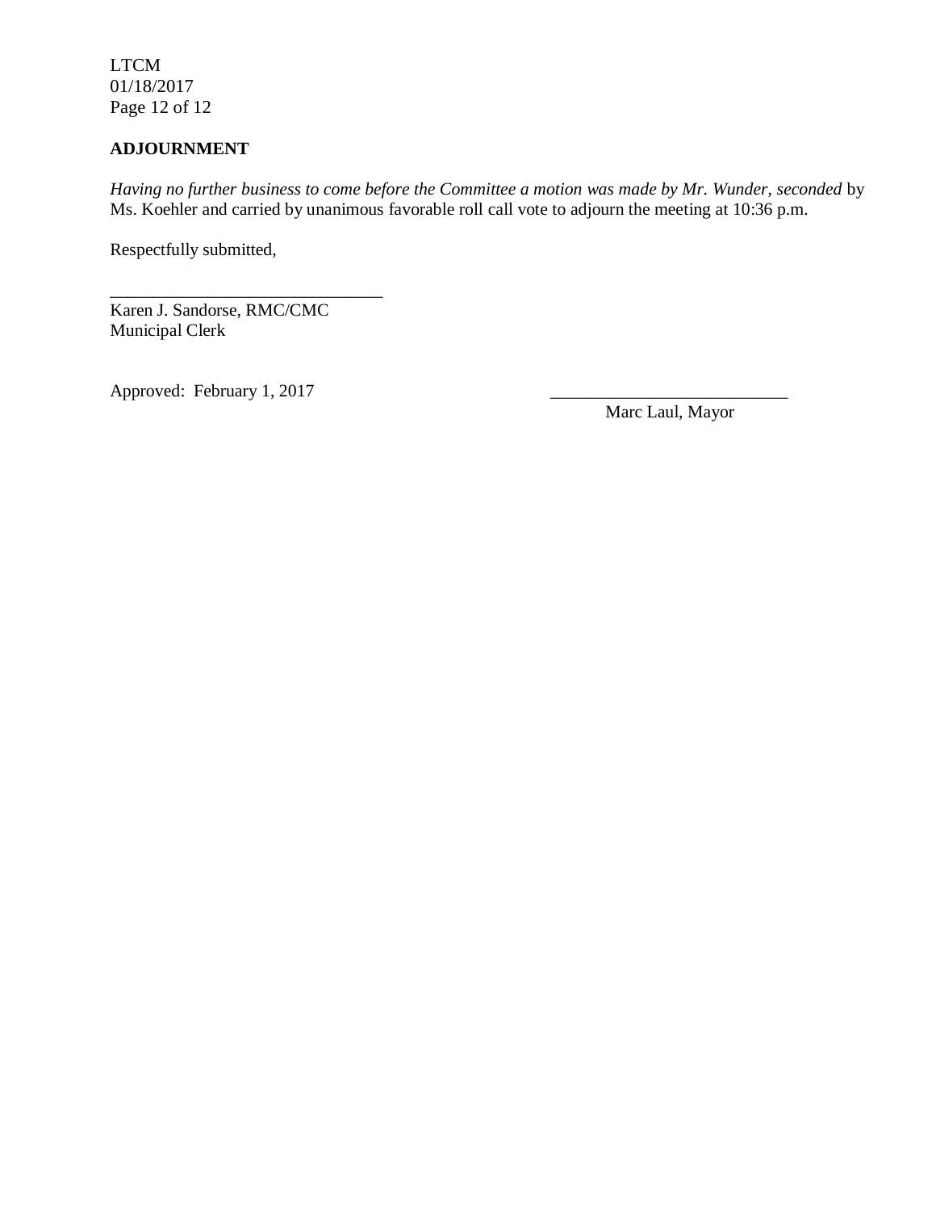## ADJOURNMENT

*Having no further business to come before the Committee a motion was made by Mr. Wunder, seconded* by Ms. Koehler and carried by unanimous favorable roll call vote to adjourn the meeting at 10:36 p.m.

Respectfully submitted,

_______________________________
Karen J. Sandorse, RMC/CMC
Municipal Clerk

Approved: February 1, 2017

___________________________
Marc Laul, Mayor